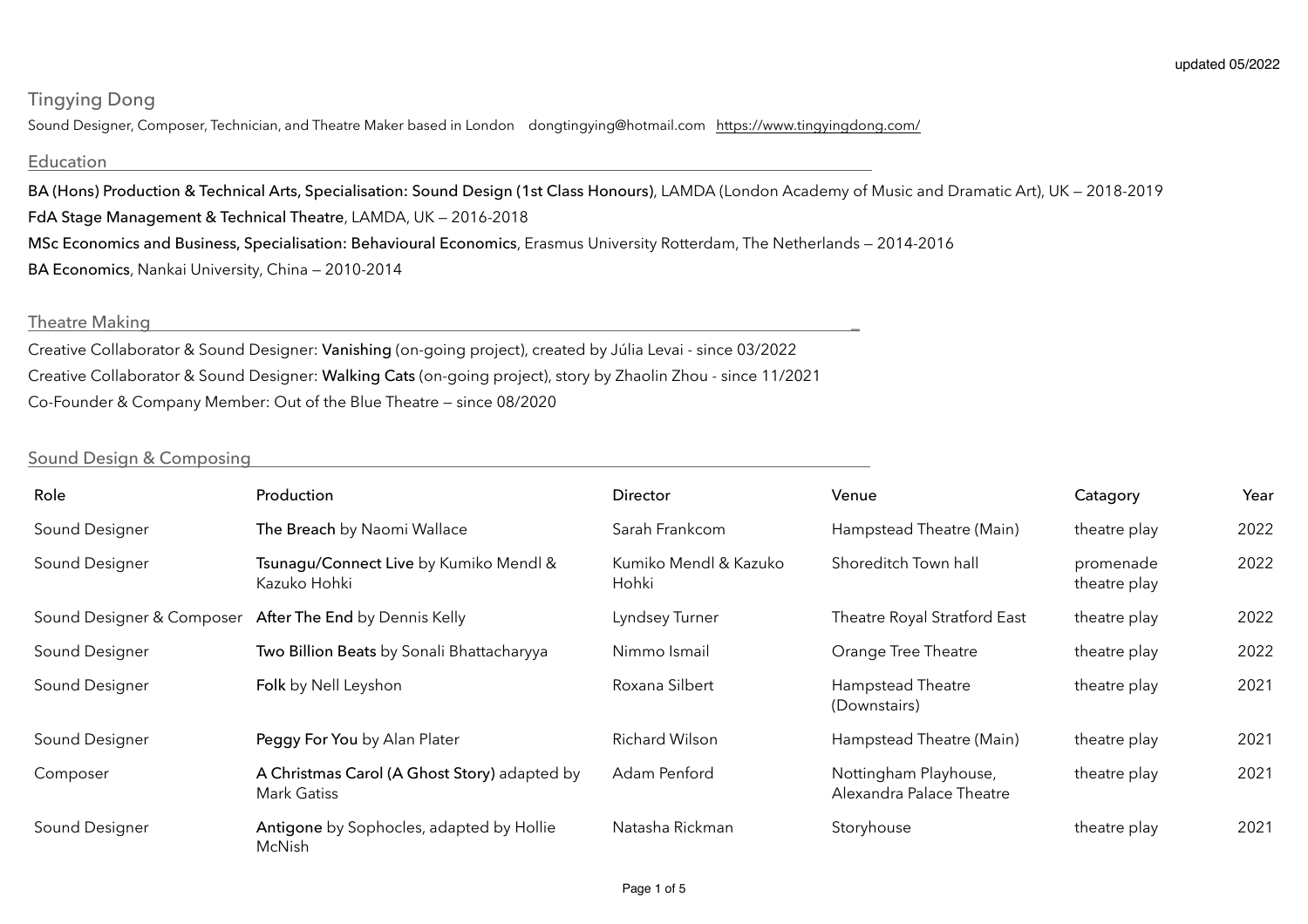updated 05/2022

# Tingying Dong

Sound Designer, Composer, Technician, and Theatre Maker based in London dongtingying@hotmail.com https://www.tingyingdong.com/

## Education

**BA (Hons) Production & Technical Arts, Specialisation: Sound Design (1st Class Honours)**, LAMDA (London Academy of Music and Dramatic Art), UK — 2018-2019

**FdA Stage Management & Technical Theatre**, LAMDA, UK — 2016-2018

**MSc Economics and Business, Specialisation: Behavioural Economics**, Erasmus University Rotterdam, The Netherlands — 2014-2016

**BA Economics**, Nankai University, China — 2010-2014

## Theatre Making

Creative Collaborator & Sound Designer: **Vanishing** (on-going project), created by Júlia Levai - since 03/2022

Creative Collaborator & Sound Designer: **Walking Cats** (on-going project), story by Zhaolin Zhou - since 11/2021

Co-Founder & Company Member: Out of the Blue Theatre — since 08/2020

## Sound Design & Composing

| Role | Production | Director | Venue | Catagory | Year |
|---|---|---|---|---|---|
| Sound Designer | **The Breach** by Naomi Wallace | Sarah Frankcom | Hampstead Theatre (Main) | theatre play | 2022 |
| Sound Designer | **Tsunagu/Connect Live** by Kumiko Mendl & Kazuko Hohki | Kumiko Mendl & Kazuko Hohki | Shoreditch Town hall | promenade theatre play | 2022 |
| Sound Designer & Composer | **After The End** by Dennis Kelly | Lyndsey Turner | Theatre Royal Stratford East | theatre play | 2022 |
| Sound Designer | **Two Billion Beats** by Sonali Bhattacharyya | Nimmo Ismail | Orange Tree Theatre | theatre play | 2022 |
| Sound Designer | **Folk** by Nell Leyshon | Roxana Silbert | Hampstead Theatre (Downstairs) | theatre play | 2021 |
| Sound Designer | **Peggy For You** by Alan Plater | Richard Wilson | Hampstead Theatre (Main) | theatre play | 2021 |
| Composer | **A Christmas Carol (A Ghost Story)** adapted by Mark Gatiss | Adam Penford | Nottingham Playhouse, Alexandra Palace Theatre | theatre play | 2021 |
| Sound Designer | **Antigone** by Sophocles, adapted by Hollie McNish | Natasha Rickman | Storyhouse | theatre play | 2021 |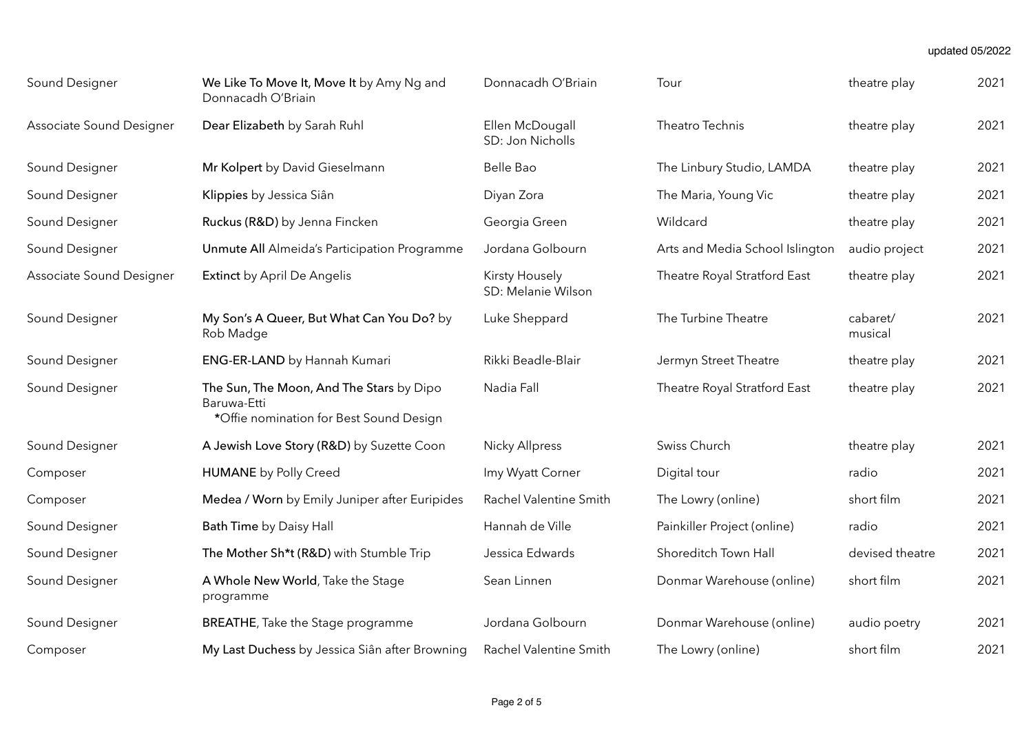updated 05/2022

| | | | | | |
|---|---|---|---|---|---|
| Sound Designer | **We Like To Move It, Move It** by Amy Ng and Donnacadh O'Briain | Donnacadh O'Briain | Tour | theatre play | 2021 |
| Associate Sound Designer | **Dear Elizabeth** by Sarah Ruhl | Ellen McDougall<br>SD: Jon Nicholls | Theatro Technis | theatre play | 2021 |
| Sound Designer | **Mr Kolpert** by David Gieselmann | Belle Bao | The Linbury Studio, LAMDA | theatre play | 2021 |
| Sound Designer | **Klippies** by Jessica Siân | Diyan Zora | The Maria, Young Vic | theatre play | 2021 |
| Sound Designer | **Ruckus (R&D)** by Jenna Fincken | Georgia Green | Wildcard | theatre play | 2021 |
| Sound Designer | **Unmute All** Almeida's Participation Programme | Jordana Golbourn | Arts and Media School Islington | audio project | 2021 |
| Associate Sound Designer | **Extinct** by April De Angelis | Kirsty Housely<br>SD: Melanie Wilson | Theatre Royal Stratford East | theatre play | 2021 |
| Sound Designer | **My Son's A Queer, But What Can You Do?** by Rob Madge | Luke Sheppard | The Turbine Theatre | cabaret/musical | 2021 |
| Sound Designer | **ENG-ER-LAND** by Hannah Kumari | Rikki Beadle-Blair | Jermyn Street Theatre | theatre play | 2021 |
| Sound Designer | **The Sun, The Moon, And The Stars** by Dipo Baruwa-Etti<br>*Offie nomination for Best Sound Design | Nadia Fall | Theatre Royal Stratford East | theatre play | 2021 |
| Sound Designer | **A Jewish Love Story (R&D)** by Suzette Coon | Nicky Allpress | Swiss Church | theatre play | 2021 |
| Composer | **HUMANE** by Polly Creed | Imy Wyatt Corner | Digital tour | radio | 2021 |
| Composer | **Medea / Worn** by Emily Juniper after Euripides | Rachel Valentine Smith | The Lowry (online) | short film | 2021 |
| Sound Designer | **Bath Time** by Daisy Hall | Hannah de Ville | Painkiller Project (online) | radio | 2021 |
| Sound Designer | **The Mother Sh*t (R&D)** with Stumble Trip | Jessica Edwards | Shoreditch Town Hall | devised theatre | 2021 |
| Sound Designer | **A Whole New World**, Take the Stage programme | Sean Linnen | Donmar Warehouse (online) | short film | 2021 |
| Sound Designer | **BREATHE**, Take the Stage programme | Jordana Golbourn | Donmar Warehouse (online) | audio poetry | 2021 |
| Composer | **My Last Duchess** by Jessica Siân after Browning | Rachel Valentine Smith | The Lowry (online) | short film | 2021 |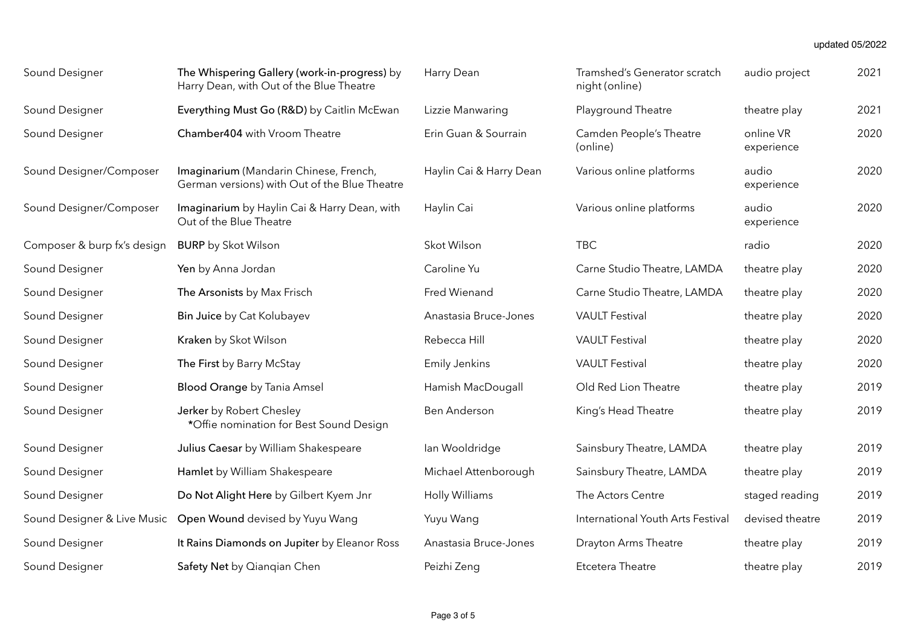updated 05/2022

| | | | | | |
|---|---|---|---|---|---|
| Sound Designer | **The Whispering Gallery (work-in-progress)** by Harry Dean, with Out of the Blue Theatre | Harry Dean | Tramshed's Generator scratch night (online) | audio project | 2021 |
| Sound Designer | **Everything Must Go (R&D)** by Caitlin McEwan | Lizzie Manwaring | Playground Theatre | theatre play | 2021 |
| Sound Designer | **Chamber404** with Vroom Theatre | Erin Guan & Sourrain | Camden People's Theatre (online) | online VR experience | 2020 |
| Sound Designer/Composer | **Imaginarium** (Mandarin Chinese, French, German versions) with Out of the Blue Theatre | Haylin Cai & Harry Dean | Various online platforms | audio experience | 2020 |
| Sound Designer/Composer | **Imaginarium** by Haylin Cai & Harry Dean, with Out of the Blue Theatre | Haylin Cai | Various online platforms | audio experience | 2020 |
| Composer & burp fx's design | **BURP** by Skot Wilson | Skot Wilson | TBC | radio | 2020 |
| Sound Designer | **Yen** by Anna Jordan | Caroline Yu | Carne Studio Theatre, LAMDA | theatre play | 2020 |
| Sound Designer | **The Arsonists** by Max Frisch | Fred Wienand | Carne Studio Theatre, LAMDA | theatre play | 2020 |
| Sound Designer | **Bin Juice** by Cat Kolubayev | Anastasia Bruce-Jones | VAULT Festival | theatre play | 2020 |
| Sound Designer | **Kraken** by Skot Wilson | Rebecca Hill | VAULT Festival | theatre play | 2020 |
| Sound Designer | **The First** by Barry McStay | Emily Jenkins | VAULT Festival | theatre play | 2020 |
| Sound Designer | **Blood Orange** by Tania Amsel | Hamish MacDougall | Old Red Lion Theatre | theatre play | 2019 |
| Sound Designer | **Jerker** by Robert Chesley *Offie nomination for Best Sound Design | Ben Anderson | King's Head Theatre | theatre play | 2019 |
| Sound Designer | **Julius Caesar** by William Shakespeare | Ian Wooldridge | Sainsbury Theatre, LAMDA | theatre play | 2019 |
| Sound Designer | **Hamlet** by William Shakespeare | Michael Attenborough | Sainsbury Theatre, LAMDA | theatre play | 2019 |
| Sound Designer | **Do Not Alight Here** by Gilbert Kyem Jnr | Holly Williams | The Actors Centre | staged reading | 2019 |
| Sound Designer & Live Music | **Open Wound** devised by Yuyu Wang | Yuyu Wang | International Youth Arts Festival | devised theatre | 2019 |
| Sound Designer | **It Rains Diamonds on Jupiter** by Eleanor Ross | Anastasia Bruce-Jones | Drayton Arms Theatre | theatre play | 2019 |
| Sound Designer | **Safety Net** by Qianqian Chen | Peizhi Zeng | Etcetera Theatre | theatre play | 2019 |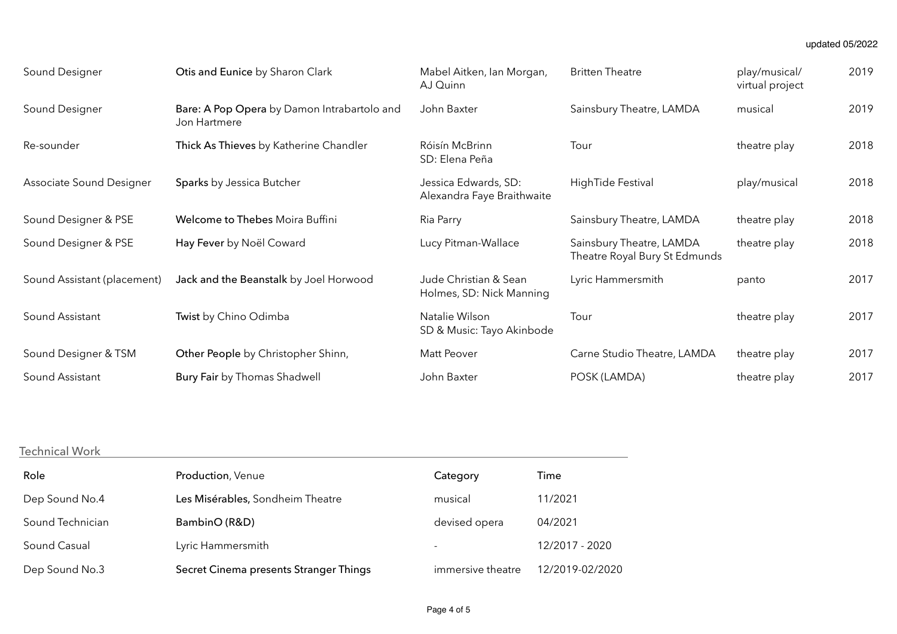updated 05/2022

| | | | | | |
|---|---|---|---|---|---|
| Sound Designer | **Otis and Eunice** by Sharon Clark | Mabel Aitken, Ian Morgan, AJ Quinn | Britten Theatre | play/musical/ virtual project | 2019 |
| Sound Designer | **Bare: A Pop Opera** by Damon Intrabartolo and Jon Hartmere | John Baxter | Sainsbury Theatre, LAMDA | musical | 2019 |
| Re-sounder | **Thick As Thieves** by Katherine Chandler | Róisín McBrinn SD: Elena Peña | Tour | theatre play | 2018 |
| Associate Sound Designer | **Sparks** by Jessica Butcher | Jessica Edwards, SD: Alexandra Faye Braithwaite | HighTide Festival | play/musical | 2018 |
| Sound Designer & PSE | **Welcome to Thebes** Moira Buffini | Ria Parry | Sainsbury Theatre, LAMDA | theatre play | 2018 |
| Sound Designer & PSE | **Hay Fever** by Noël Coward | Lucy Pitman-Wallace | Sainsbury Theatre, LAMDA Theatre Royal Bury St Edmunds | theatre play | 2018 |
| Sound Assistant (placement) | **Jack and the Beanstalk** by Joel Horwood | Jude Christian & Sean Holmes, SD: Nick Manning | Lyric Hammersmith | panto | 2017 |
| Sound Assistant | **Twist** by Chino Odimba | Natalie Wilson SD & Music: Tayo Akinbode | Tour | theatre play | 2017 |
| Sound Designer & TSM | **Other People** by Christopher Shinn, | Matt Peover | Carne Studio Theatre, LAMDA | theatre play | 2017 |
| Sound Assistant | **Bury Fair** by Thomas Shadwell | John Baxter | POSK (LAMDA) | theatre play | 2017 |

## Technical Work

| Role | **Production**, Venue | Category | Time |
|---|---|---|---|
| Dep Sound No.4 | **Les Misérables,** Sondheim Theatre | musical | 11/2021 |
| Sound Technician | **BambinO (R&D)** | devised opera | 04/2021 |
| Sound Casual | Lyric Hammersmith | - | 12/2017 - 2020 |
| Dep Sound No.3 | **Secret Cinema presents Stranger Things** | immersive theatre | 12/2019-02/2020 |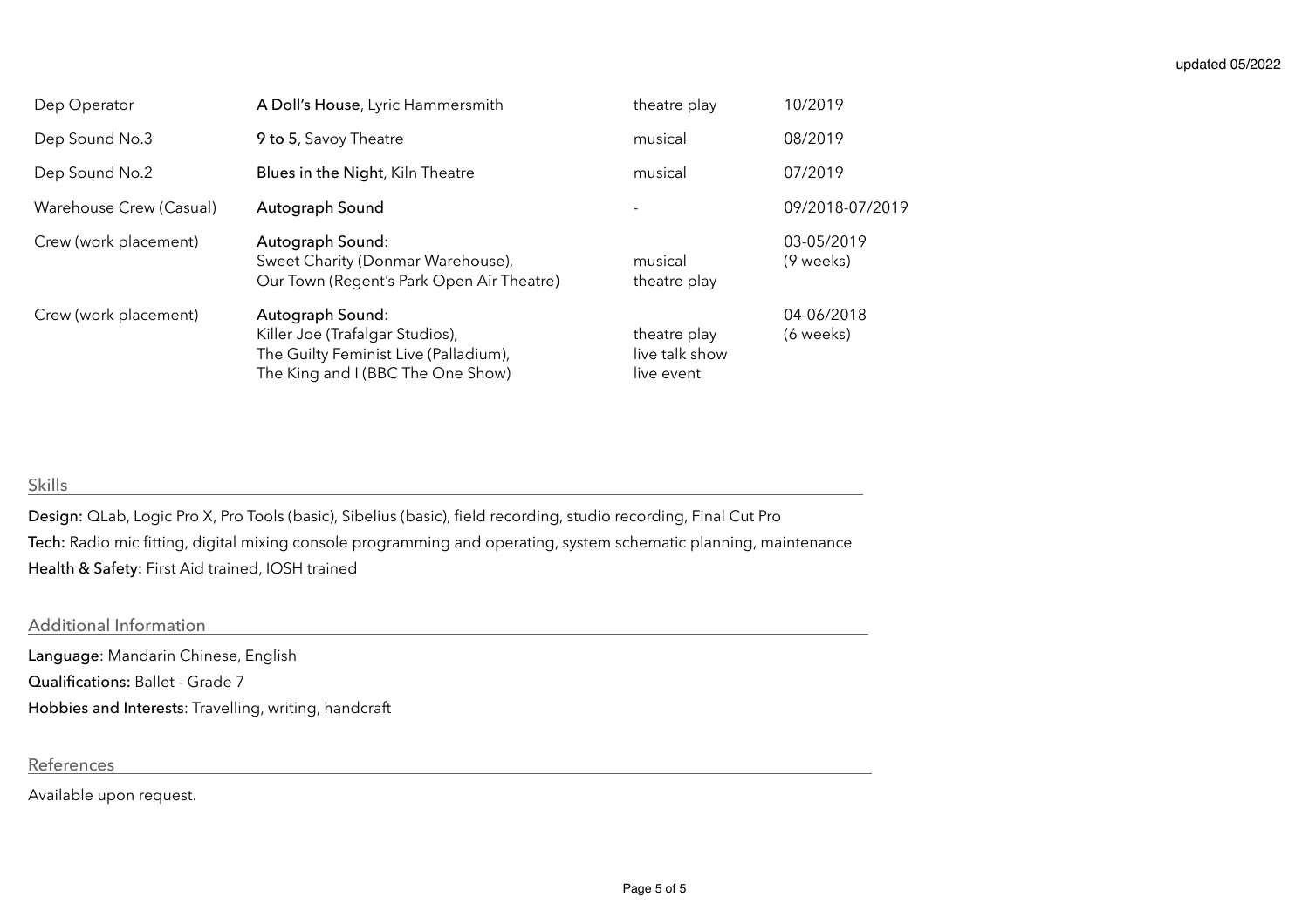updated 05/2022

| | | | |
|---|---|---|---|
| Dep Operator | **A Doll's House**, Lyric Hammersmith | theatre play | 10/2019 |
| Dep Sound No.3 | **9 to 5**, Savoy Theatre | musical | 08/2019 |
| Dep Sound No.2 | **Blues in the Night**, Kiln Theatre | musical | 07/2019 |
| Warehouse Crew (Casual) | **Autograph Sound** | - | 09/2018-07/2019 |
| Crew (work placement) | **Autograph Sound**:<br>Sweet Charity (Donmar Warehouse),<br>Our Town (Regent's Park Open Air Theatre) | <br>musical<br>theatre play | 03-05/2019<br>(9 weeks) |
| Crew (work placement) | **Autograph Sound**:<br>Killer Joe (Trafalgar Studios),<br>The Guilty Feminist Live (Palladium),<br>The King and I (BBC The One Show) | <br>theatre play<br>live talk show<br>live event | 04-06/2018<br>(6 weeks) |

## Skills

**Design:** QLab, Logic Pro X, Pro Tools (basic), Sibelius (basic), field recording, studio recording, Final Cut Pro

**Tech:** Radio mic fitting, digital mixing console programming and operating, system schematic planning, maintenance

**Health & Safety:** First Aid trained, IOSH trained

## Additional Information

**Language**: Mandarin Chinese, English

**Qualifications:** Ballet - Grade 7

**Hobbies and Interests**: Travelling, writing, handcraft

## References

Available upon request.